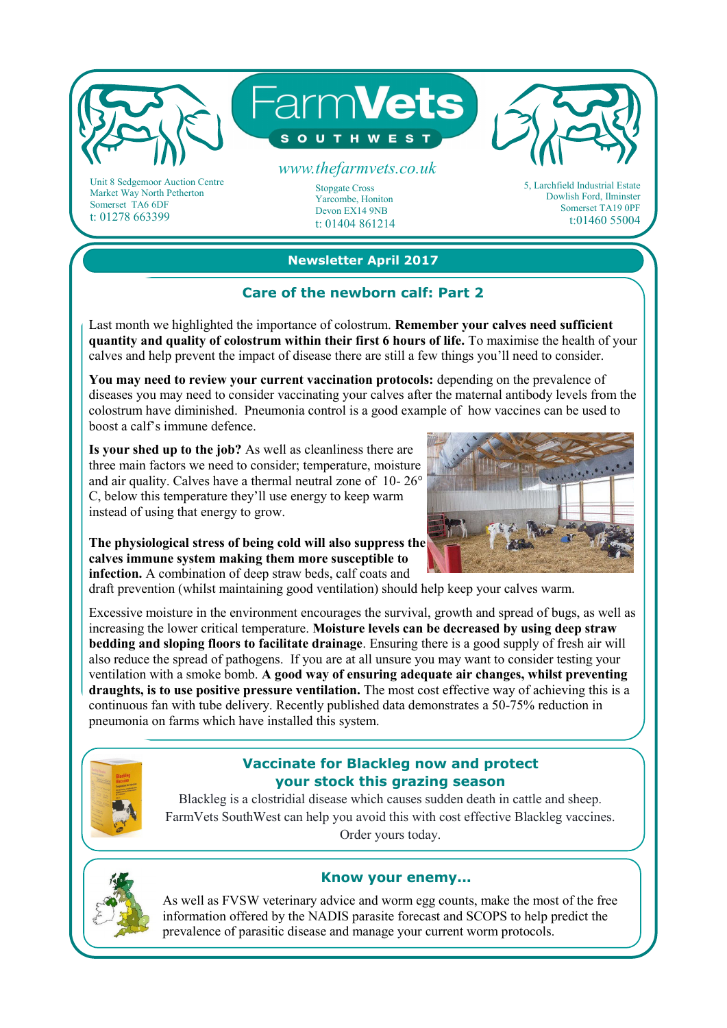# FarmVets SOUTHWEST

www.thefarmvets.co.uk

Unit 8 Sedgemoor Auction Centre
Market Way North Petherton
Somerset TA6 6DF
t: 01278 663399

Stopgate Cross
Yarcombe, Honiton
Devon EX14 9NB
t: 01404 861214

5, Larchfield Industrial Estate
Dowlish Ford, Ilminster
Somerset TA19 0PF
t:01460 55004

## Newsletter April 2017

### Care of the newborn calf: Part 2

Last month we highlighted the importance of colostrum. **Remember your calves need sufficient quantity and quality of colostrum within their first 6 hours of life.** To maximise the health of your calves and help prevent the impact of disease there are still a few things you'll need to consider.

**You may need to review your current vaccination protocols:** depending on the prevalence of diseases you may need to consider vaccinating your calves after the maternal antibody levels from the colostrum have diminished. Pneumonia control is a good example of how vaccines can be used to boost a calf's immune defence.

**Is your shed up to the job?** As well as cleanliness there are three main factors we need to consider; temperature, moisture and air quality. Calves have a thermal neutral zone of 10- 26° C, below this temperature they'll use energy to keep warm instead of using that energy to grow.

**The physiological stress of being cold will also suppress the calves immune system making them more susceptible to infection.** A combination of deep straw beds, calf coats and draft prevention (whilst maintaining good ventilation) should help keep your calves warm.

Excessive moisture in the environment encourages the survival, growth and spread of bugs, as well as increasing the lower critical temperature. **Moisture levels can be decreased by using deep straw bedding and sloping floors to facilitate drainage**. Ensuring there is a good supply of fresh air will also reduce the spread of pathogens. If you are at all unsure you may want to consider testing your ventilation with a smoke bomb. **A good way of ensuring adequate air changes, whilst preventing draughts, is to use positive pressure ventilation.** The most cost effective way of achieving this is a continuous fan with tube delivery. Recently published data demonstrates a 50-75% reduction in pneumonia on farms which have installed this system.

### Vaccinate for Blackleg now and protect your stock this grazing season

Blackleg is a clostridial disease which causes sudden death in cattle and sheep. FarmVets SouthWest can help you avoid this with cost effective Blackleg vaccines. Order yours today.

### Know your enemy...

As well as FVSW veterinary advice and worm egg counts, make the most of the free information offered by the NADIS parasite forecast and SCOPS to help predict the prevalence of parasitic disease and manage your current worm protocols.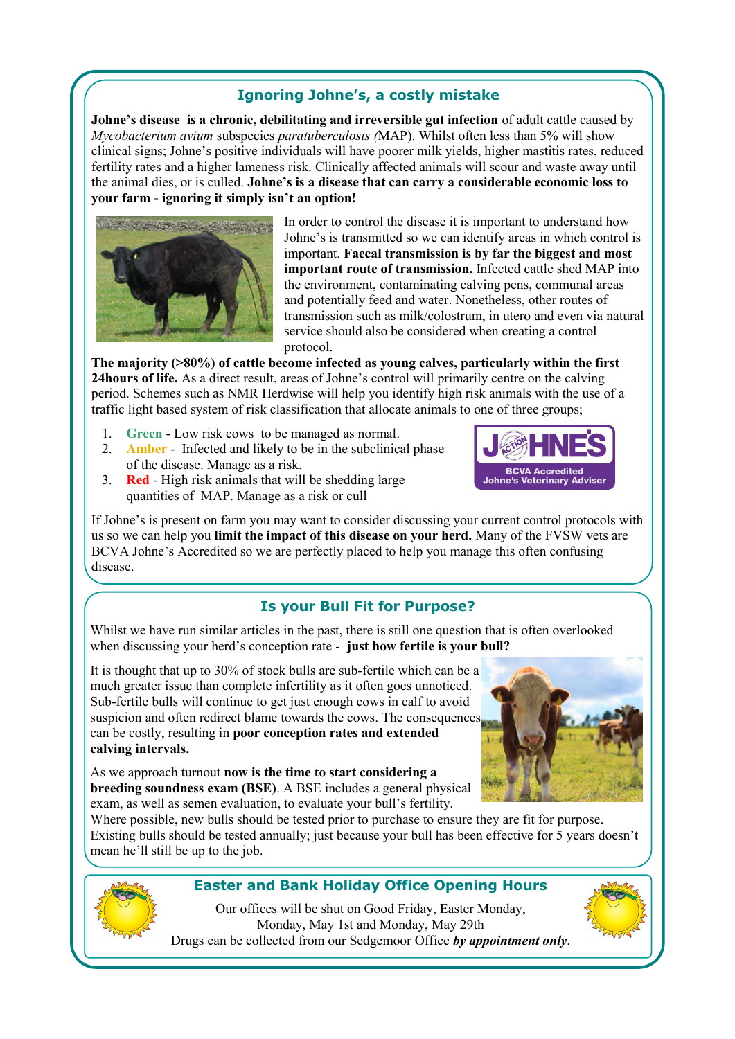## Ignoring Johne's, a costly mistake

**Johne's disease is a chronic, debilitating and irreversible gut infection** of adult cattle caused by *Mycobacterium avium* subspecies *paratuberculosis (*MAP). Whilst often less than 5% will show clinical signs; Johne's positive individuals will have poorer milk yields, higher mastitis rates, reduced fertility rates and a higher lameness risk. Clinically affected animals will scour and waste away until the animal dies, or is culled. **Johne's is a disease that can carry a considerable economic loss to your farm - ignoring it simply isn't an option!**

In order to control the disease it is important to understand how Johne's is transmitted so we can identify areas in which control is important. **Faecal transmission is by far the biggest and most important route of transmission.** Infected cattle shed MAP into the environment, contaminating calving pens, communal areas and potentially feed and water. Nonetheless, other routes of transmission such as milk/colostrum, in utero and even via natural service should also be considered when creating a control protocol.

**The majority (>80%) of cattle become infected as young calves, particularly within the first 24hours of life.** As a direct result, areas of Johne's control will primarily centre on the calving period. Schemes such as NMR Herdwise will help you identify high risk animals with the use of a traffic light based system of risk classification that allocate animals to one of three groups;

1. Green - Low risk cows to be managed as normal.
2. Amber - Infected and likely to be in the subclinical phase of the disease. Manage as a risk.
3. Red - High risk animals that will be shedding large quantities of MAP. Manage as a risk or cull

JOHNE'S ACTION
BCVA Accredited
Johne's Veterinary Adviser

If Johne's is present on farm you may want to consider discussing your current control protocols with us so we can help you **limit the impact of this disease on your herd.** Many of the FVSW vets are BCVA Johne's Accredited so we are perfectly placed to help you manage this often confusing disease.

## Is your Bull Fit for Purpose?

Whilst we have run similar articles in the past, there is still one question that is often overlooked when discussing your herd's conception rate - **just how fertile is your bull?**

It is thought that up to 30% of stock bulls are sub-fertile which can be a much greater issue than complete infertility as it often goes unnoticed. Sub-fertile bulls will continue to get just enough cows in calf to avoid suspicion and often redirect blame towards the cows. The consequences can be costly, resulting in **poor conception rates and extended calving intervals.**

As we approach turnout **now is the time to start considering a breeding soundness exam (BSE)**. A BSE includes a general physical exam, as well as semen evaluation, to evaluate your bull's fertility. Where possible, new bulls should be tested prior to purchase to ensure they are fit for purpose. Existing bulls should be tested annually; just because your bull has been effective for 5 years doesn't mean he'll still be up to the job.

## Easter and Bank Holiday Office Opening Hours

Our offices will be shut on Good Friday, Easter Monday, Monday, May 1st and Monday, May 29th
Drugs can be collected from our Sedgemoor Office ***by appointment only***.